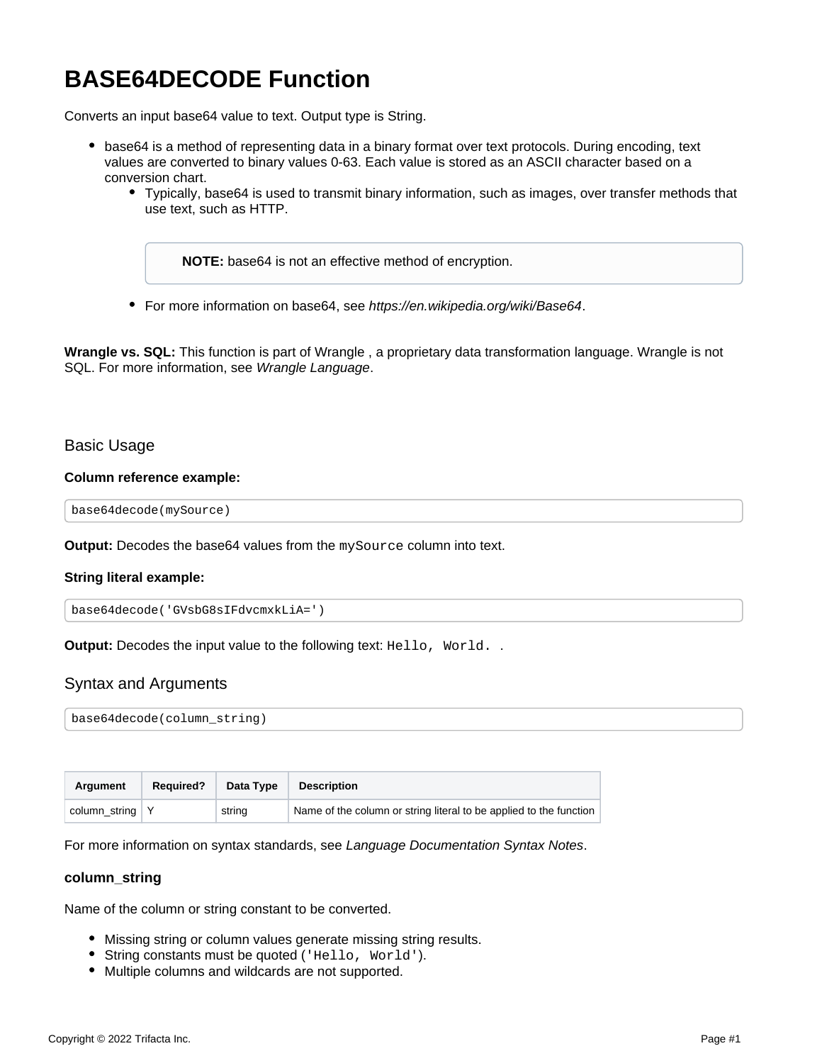# BASE64DECODE Function

Converts an input base64 value to text. Output type is String.

- base64 is a method of representing data in a binary format over text protocols. During encoding, text values are converted to binary values 0-63. Each value is stored as an ASCII character based on a conversion chart.
  - Typically, base64 is used to transmit binary information, such as images, over transfer methods that use text, such as HTTP.

    > **NOTE:** base64 is not an effective method of encryption.

  - For more information on base64, see *https://en.wikipedia.org/wiki/Base64*.

**Wrangle vs. SQL:** This function is part of Wrangle , a proprietary data transformation language. Wrangle is not SQL. For more information, see *Wrangle Language*.

## Basic Usage

**Column reference example:**

```
base64decode(mySource)
```

**Output:** Decodes the base64 values from the `mySource` column into text.

**String literal example:**

```
base64decode('GVsbG8sIFdvcmxkLiA=')
```

**Output:** Decodes the input value to the following text: `Hello, World. ` .

## Syntax and Arguments

```
base64decode(column_string)
```

| Argument | Required? | Data Type | Description |
| --- | --- | --- | --- |
| column_string | Y | string | Name of the column or string literal to be applied to the function |

For more information on syntax standards, see *Language Documentation Syntax Notes*.

### column_string

Name of the column or string constant to be converted.

- Missing string or column values generate missing string results.
- String constants must be quoted (`'Hello, World'`).
- Multiple columns and wildcards are not supported.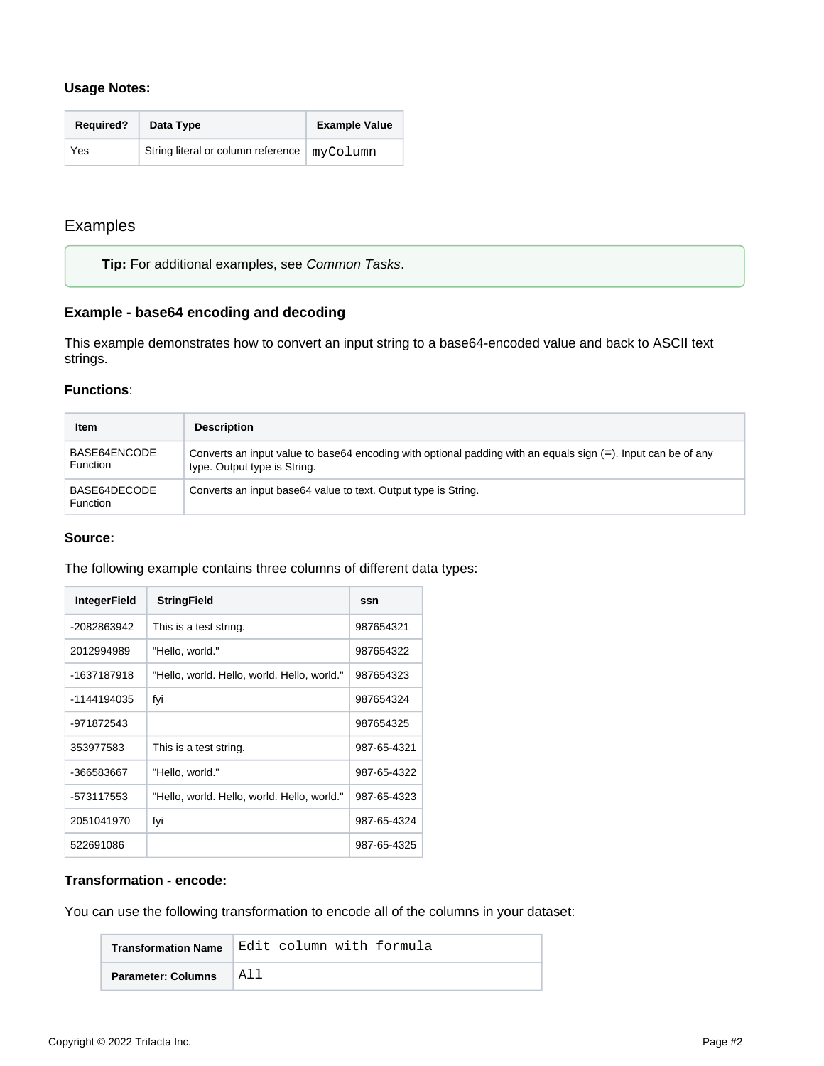**Usage Notes:**

| Required? | Data Type | Example Value |
| --- | --- | --- |
| Yes | String literal or column reference | `myColumn` |

## Examples

> **Tip:** For additional examples, see *Common Tasks*.

### Example - base64 encoding and decoding

This example demonstrates how to convert an input string to a base64-encoded value and back to ASCII text strings.

**Functions**:

| Item | Description |
| --- | --- |
| BASE64ENCODE Function | Converts an input value to base64 encoding with optional padding with an equals sign (=). Input can be of any type. Output type is String. |
| BASE64DECODE Function | Converts an input base64 value to text. Output type is String. |

**Source:**

The following example contains three columns of different data types:

| IntegerField | StringField | ssn |
| --- | --- | --- |
| -2082863942 | This is a test string. | 987654321 |
| 2012994989 | "Hello, world." | 987654322 |
| -1637187918 | "Hello, world. Hello, world. Hello, world." | 987654323 |
| -1144194035 | fyi | 987654324 |
| -971872543 | | 987654325 |
| 353977583 | This is a test string. | 987-65-4321 |
| -366583667 | "Hello, world." | 987-65-4322 |
| -573117553 | "Hello, world. Hello, world. Hello, world." | 987-65-4323 |
| 2051041970 | fyi | 987-65-4324 |
| 522691086 | | 987-65-4325 |

**Transformation - encode:**

You can use the following transformation to encode all of the columns in your dataset:

| Transformation Name | `Edit column with formula` |
| --- | --- |
| **Parameter: Columns** | `All` |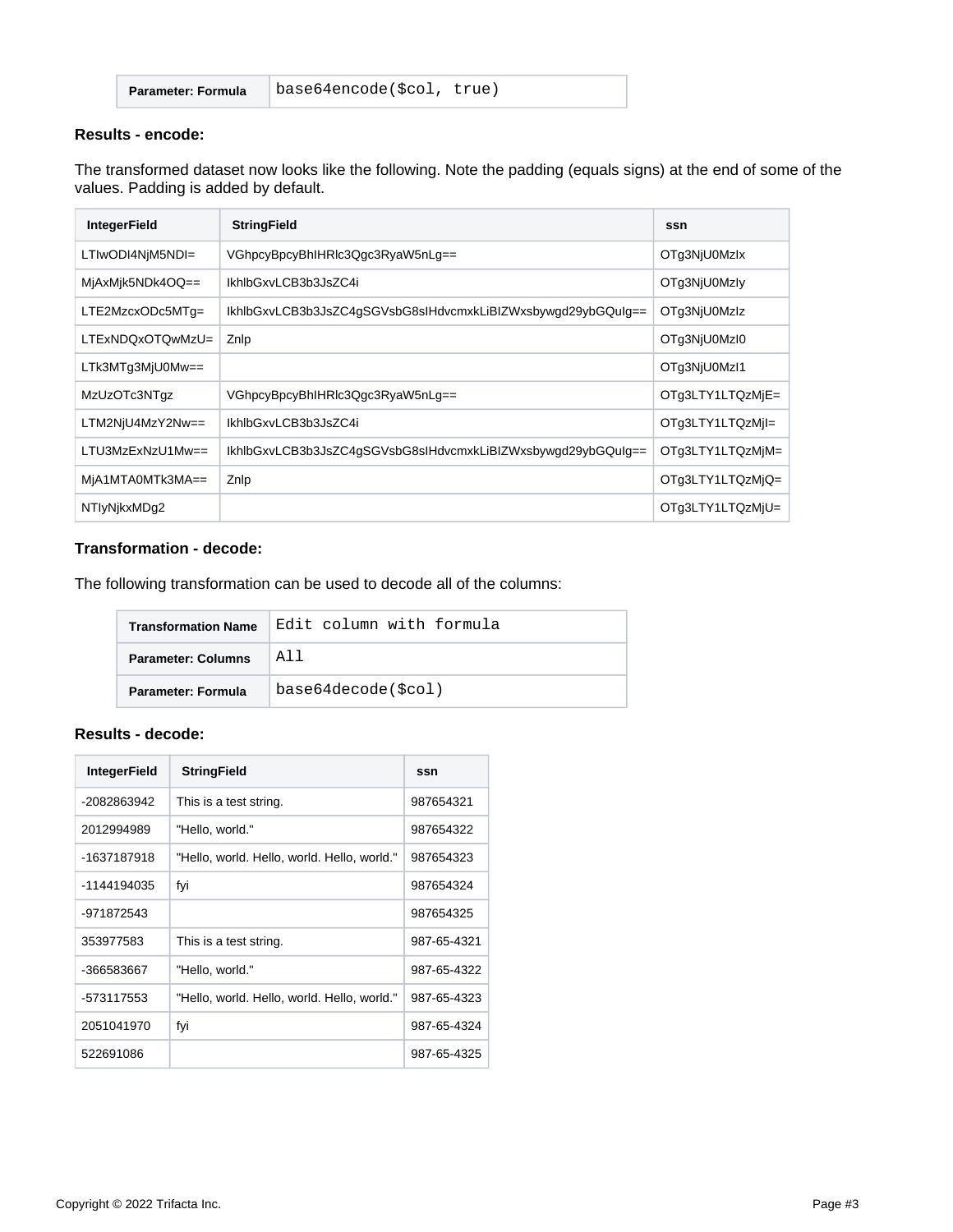| | |
|---|---|
| **Parameter: Formula** | `base64encode($col, true)` |

**Results - encode:**

The transformed dataset now looks like the following. Note the padding (equals signs) at the end of some of the values. Padding is added by default.

| IntegerField | StringField | ssn |
|---|---|---|
| LTIwODI4NjM5NDI= | VGhpcyBpcyBhIHRlc3Qgc3RyaW5nLg== | OTg3NjU0MzIx |
| MjAxMjk5NDk4OQ== | IkhlbGxvLCB3b3JsZC4i | OTg3NjU0MzIy |
| LTE2MzcxODc5MTg= | IkhlbGxvLCB3b3JsZC4gSGVsbG8sIHdvcmxkLiBIZWxsbywgd29ybGQuIg== | OTg3NjU0MzIz |
| LTExNDQxOTQwMzU= | Znlp | OTg3NjU0MzI0 |
| LTk3MTg3MjU0Mw== | | OTg3NjU0MzI1 |
| MzUzOTc3NTgz | VGhpcyBpcyBhIHRlc3Qgc3RyaW5nLg== | OTg3LTY1LTQzMjE= |
| LTM2NjU4MzY2Nw== | IkhlbGxvLCB3b3JsZC4i | OTg3LTY1LTQzMjI= |
| LTU3MzExNzU1Mw== | IkhlbGxvLCB3b3JsZC4gSGVsbG8sIHdvcmxkLiBIZWxsbywgd29ybGQuIg== | OTg3LTY1LTQzMjM= |
| MjA1MTA0MTk3MA== | Znlp | OTg3LTY1LTQzMjQ= |
| NTIyNjkxMDg2 | | OTg3LTY1LTQzMjU= |

**Transformation - decode:**

The following transformation can be used to decode all of the columns:

| | |
|---|---|
| **Transformation Name** | `Edit column with formula` |
| **Parameter: Columns** | `All` |
| **Parameter: Formula** | `base64decode($col)` |

**Results - decode:**

| IntegerField | StringField | ssn |
|---|---|---|
| -2082863942 | This is a test string. | 987654321 |
| 2012994989 | "Hello, world." | 987654322 |
| -1637187918 | "Hello, world. Hello, world. Hello, world." | 987654323 |
| -1144194035 | fyi | 987654324 |
| -971872543 | | 987654325 |
| 353977583 | This is a test string. | 987-65-4321 |
| -366583667 | "Hello, world." | 987-65-4322 |
| -573117553 | "Hello, world. Hello, world. Hello, world." | 987-65-4323 |
| 2051041970 | fyi | 987-65-4324 |
| 522691086 | | 987-65-4325 |